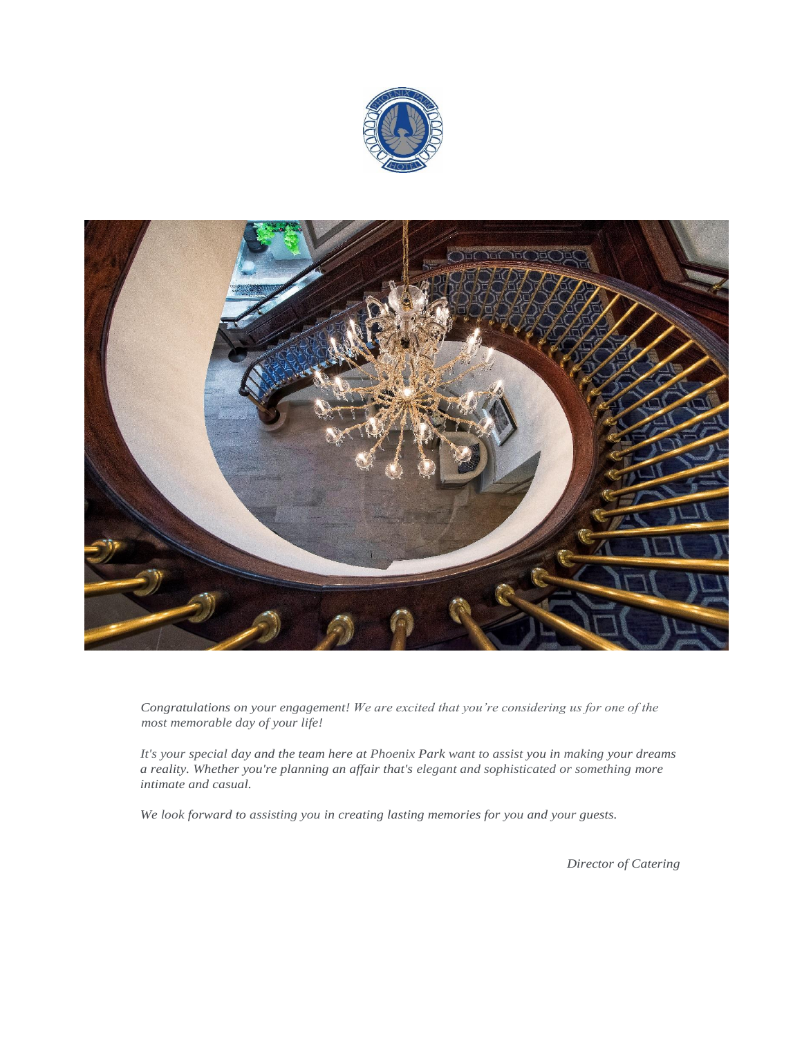*Congratulations on your engagement! We are excited that you're considering us for one of the most memorable day of your life!*

*It's your special day and the team here at Phoenix Park want to assist you in making your dreams a reality. Whether you're planning an affair that's elegant and sophisticated or something more intimate and casual.*

*We look forward to assisting you in creating lasting memories for you and your guests.*

*Director of Catering*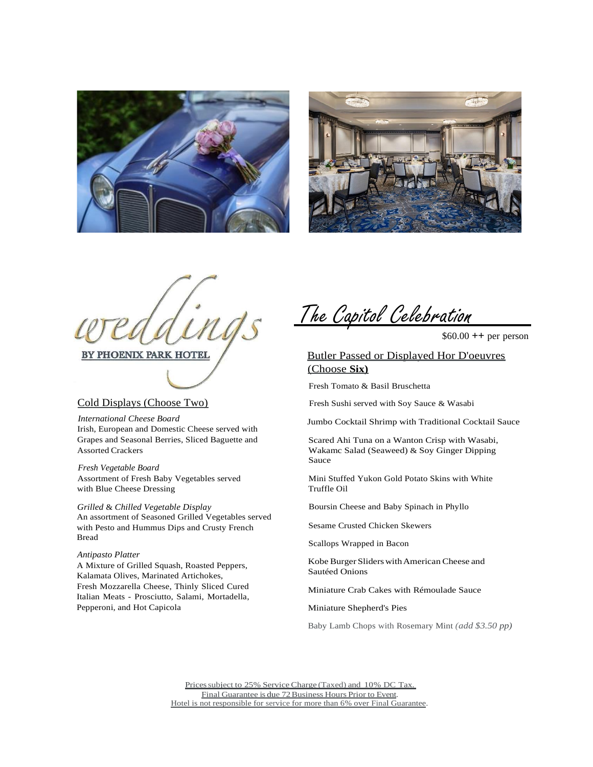weddings

BY PHOENIX PARK HOTEL

# The Capitol Celebration

$60.00 ++ per person

## Cold Displays (Choose Two)

*International Cheese Board*
Irish, European and Domestic Cheese served with Grapes and Seasonal Berries, Sliced Baguette and Assorted Crackers

*Fresh Vegetable Board*
Assortment of Fresh Baby Vegetables served with Blue Cheese Dressing

*Grilled & Chilled Vegetable Display*
An assortment of Seasoned Grilled Vegetables served with Pesto and Hummus Dips and Crusty French Bread

*Antipasto Platter*
A Mixture of Grilled Squash, Roasted Peppers, Kalamata Olives, Marinated Artichokes, Fresh Mozzarella Cheese, Thinly Sliced Cured Italian Meats - Prosciutto, Salami, Mortadella, Pepperoni, and Hot Capicola

## Butler Passed or Displayed Hor D'oeuvres (Choose **Six)**

Fresh Tomato & Basil Bruschetta

Fresh Sushi served with Soy Sauce & Wasabi

Jumbo Cocktail Shrimp with Traditional Cocktail Sauce

Scared Ahi Tuna on a Wanton Crisp with Wasabi, Wakamc Salad (Seaweed) & Soy Ginger Dipping Sauce

Mini Stuffed Yukon Gold Potato Skins with White Truffle Oil

Boursin Cheese and Baby Spinach in Phyllo

Sesame Crusted Chicken Skewers

Scallops Wrapped in Bacon

Kobe Burger Sliders with American Cheese and Sautéed Onions

Miniature Crab Cakes with Rémoulade Sauce

Miniature Shepherd's Pies

Baby Lamb Chops with Rosemary Mint *(add $3.50 pp)*

Prices subject to 25% Service Charge (Taxed) and 10% DC Tax.
Final Guarantee is due 72 Business Hours Prior to Event.
Hotel is not responsible for service for more than 6% over Final Guarantee.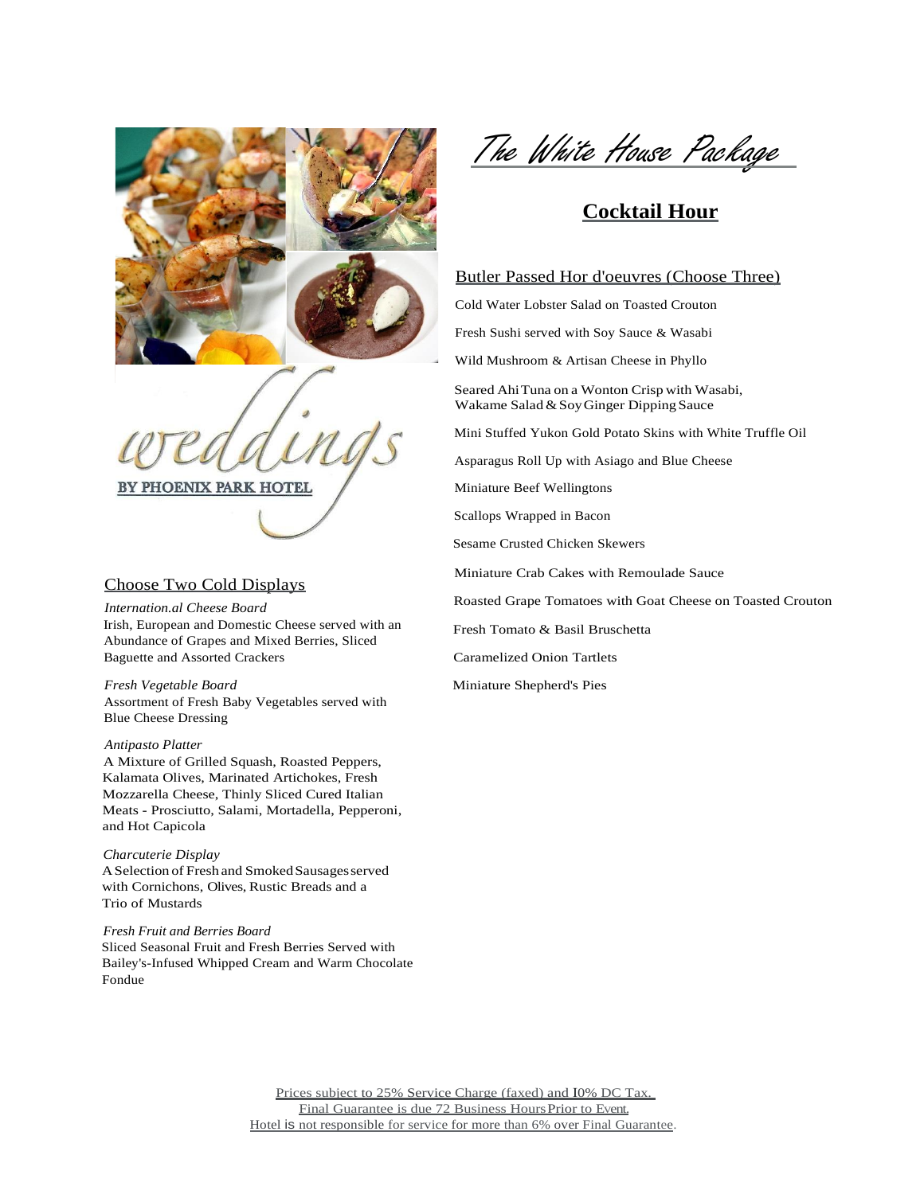# The White House Package

## Cocktail Hour

### Butler Passed Hor d'oeuvres (Choose Three)

Cold Water Lobster Salad on Toasted Crouton

Fresh Sushi served with Soy Sauce & Wasabi

Wild Mushroom & Artisan Cheese in Phyllo

Seared Ahi Tuna on a Wonton Crisp with Wasabi, Wakame Salad & Soy Ginger Dipping Sauce

Mini Stuffed Yukon Gold Potato Skins with White Truffle Oil

Asparagus Roll Up with Asiago and Blue Cheese

Miniature Beef Wellingtons

Scallops Wrapped in Bacon

Sesame Crusted Chicken Skewers

Miniature Crab Cakes with Remoulade Sauce

Roasted Grape Tomatoes with Goat Cheese on Toasted Crouton

Fresh Tomato & Basil Bruschetta

Caramelized Onion Tartlets

Miniature Shepherd's Pies

weddings BY PHOENIX PARK HOTEL

### Choose Two Cold Displays

*Internation.al Cheese Board*
Irish, European and Domestic Cheese served with an Abundance of Grapes and Mixed Berries, Sliced Baguette and Assorted Crackers

*Fresh Vegetable Board*
Assortment of Fresh Baby Vegetables served with Blue Cheese Dressing

*Antipasto Platter*
A Mixture of Grilled Squash, Roasted Peppers, Kalamata Olives, Marinated Artichokes, Fresh Mozzarella Cheese, Thinly Sliced Cured Italian Meats - Prosciutto, Salami, Mortadella, Pepperoni, and Hot Capicola

*Charcuterie Display*
A Selection of Fresh and Smoked Sausages served with Cornichons, Olives, Rustic Breads and a Trio of Mustards

*Fresh Fruit and Berries Board*
Sliced Seasonal Fruit and Fresh Berries Served with Bailey's-Infused Whipped Cream and Warm Chocolate Fondue

Prices subject to 25% Service Charge (faxed) and I0% DC Tax.
Final Guarantee is due 72 Business Hours Prior to Event.
Hotel is not responsible for service for more than 6% over Final Guarantee.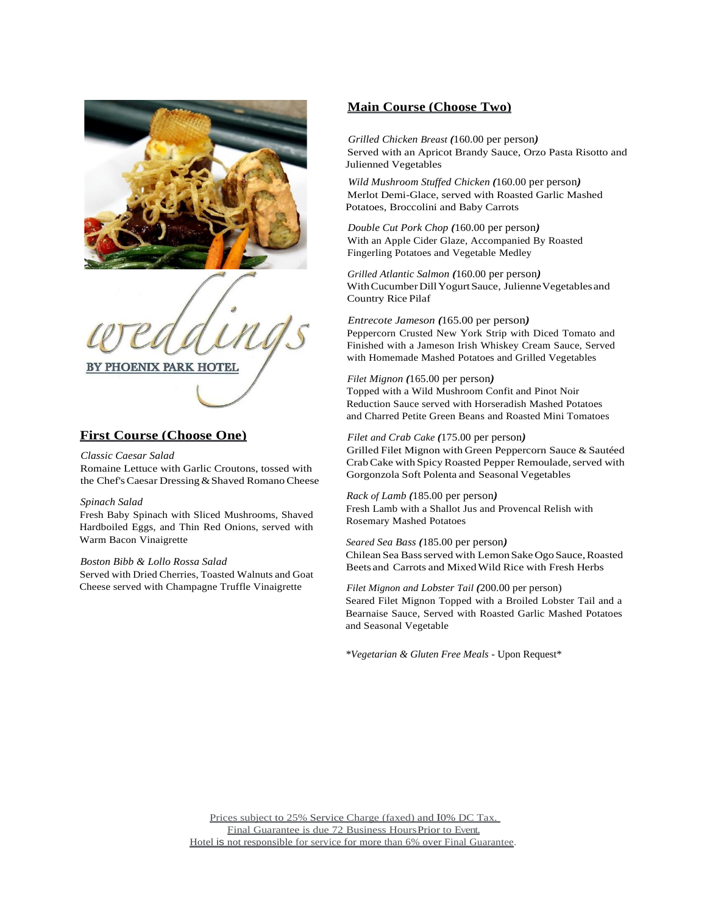weddings

BY PHOENIX PARK HOTEL

## First Course (Choose One)

*Classic Caesar Salad*
Romaine Lettuce with Garlic Croutons, tossed with the Chef's Caesar Dressing & Shaved Romano Cheese

*Spinach Salad*
Fresh Baby Spinach with Sliced Mushrooms, Shaved Hardboiled Eggs, and Thin Red Onions, served with Warm Bacon Vinaigrette

*Boston Bibb & Lollo Rossa Salad*
Served with Dried Cherries, Toasted Walnuts and Goat Cheese served with Champagne Truffle Vinaigrette

## Main Course (Choose Two)

*Grilled Chicken Breast* (160.00 per person)
Served with an Apricot Brandy Sauce, Orzo Pasta Risotto and Julienned Vegetables

*Wild Mushroom Stuffed Chicken* (160.00 per person)
Merlot Demi-Glace, served with Roasted Garlic Mashed Potatoes, Broccolini and Baby Carrots

*Double Cut Pork Chop* (160.00 per person)
With an Apple Cider Glaze, Accompanied By Roasted Fingerling Potatoes and Vegetable Medley

*Grilled Atlantic Salmon* (160.00 per person)
With Cucumber Dill Yogurt Sauce, Julienne Vegetables and Country Rice Pilaf

*Entrecote Jameson* (165.00 per person)
Peppercorn Crusted New York Strip with Diced Tomato and Finished with a Jameson Irish Whiskey Cream Sauce, Served with Homemade Mashed Potatoes and Grilled Vegetables

*Filet Mignon* (165.00 per person)
Topped with a Wild Mushroom Confit and Pinot Noir Reduction Sauce served with Horseradish Mashed Potatoes and Charred Petite Green Beans and Roasted Mini Tomatoes

*Filet and Crab Cake* (175.00 per person)
Grilled Filet Mignon with Green Peppercorn Sauce & Sautéed Crab Cake with Spicy Roasted Pepper Remoulade, served with Gorgonzola Soft Polenta and Seasonal Vegetables

*Rack of Lamb* (185.00 per person)
Fresh Lamb with a Shallot Jus and Provencal Relish with Rosemary Mashed Potatoes

*Seared Sea Bass* (185.00 per person)
Chilean Sea Bass served with Lemon Sake Ogo Sauce, Roasted Beets and Carrots and Mixed Wild Rice with Fresh Herbs

*Filet Mignon and Lobster Tail* (200.00 per person)
Seared Filet Mignon Topped with a Broiled Lobster Tail and a Bearnaise Sauce, Served with Roasted Garlic Mashed Potatoes and Seasonal Vegetable

**Vegetarian & Gluten Free Meals* - Upon Request*

Prices subject to 25% Service Charge (faxed) and 10% DC Tax.
Final Guarantee is due 72 Business Hours Prior to Event.
Hotel is not responsible for service for more than 6% over Final Guarantee.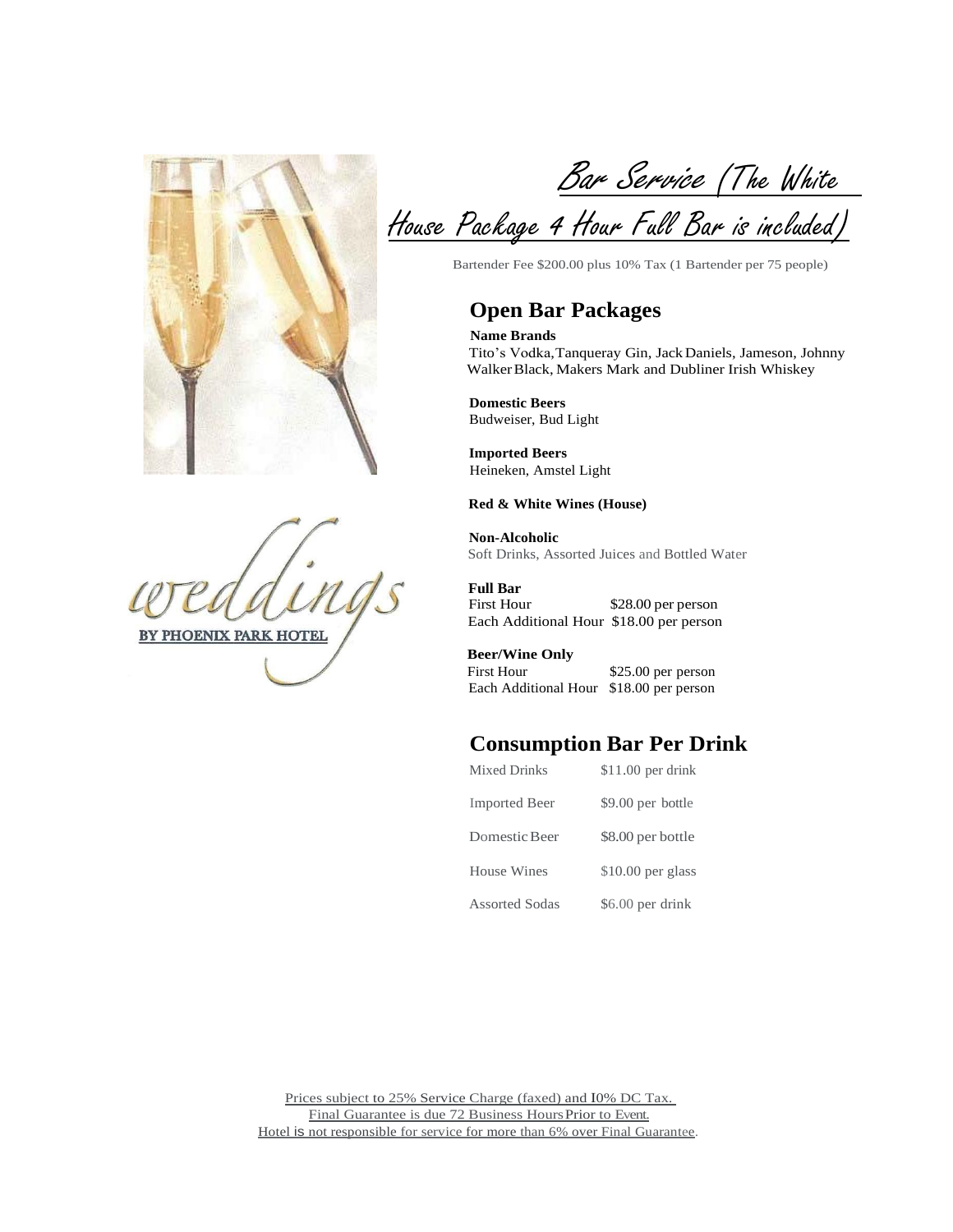# Bar Service (The White House Package 4 Hour Full Bar is included)

Bartender Fee $200.00 plus 10% Tax (1 Bartender per 75 people)

## Open Bar Packages

**Name Brands**
Tito's Vodka, Tanqueray Gin, Jack Daniels, Jameson, Johnny Walker Black, Makers Mark and Dubliner Irish Whiskey

**Domestic Beers**
Budweiser, Bud Light

**Imported Beers**
Heineken, Amstel Light

**Red & White Wines (House)**

**Non-Alcoholic**
Soft Drinks, Assorted Juices and Bottled Water

**Full Bar**

| | |
|---|---|
| First Hour | $28.00 per person |
| Each Additional Hour | $18.00 per person |

**Beer/Wine Only**

| | |
|---|---|
| First Hour | $25.00 per person |
| Each Additional Hour | $18.00 per person |

## Consumption Bar Per Drink

| | |
|---|---|
| Mixed Drinks | $11.00 per drink |
| Imported Beer | $9.00 per bottle |
| Domestic Beer | $8.00 per bottle |
| House Wines | $10.00 per glass |
| Assorted Sodas | $6.00 per drink |

Prices subject to 25% Service Charge (faxed) and I0% DC Tax.
Final Guarantee is due 72 Business Hours Prior to Event.
Hotel is not responsible for service for more than 6% over Final Guarantee.